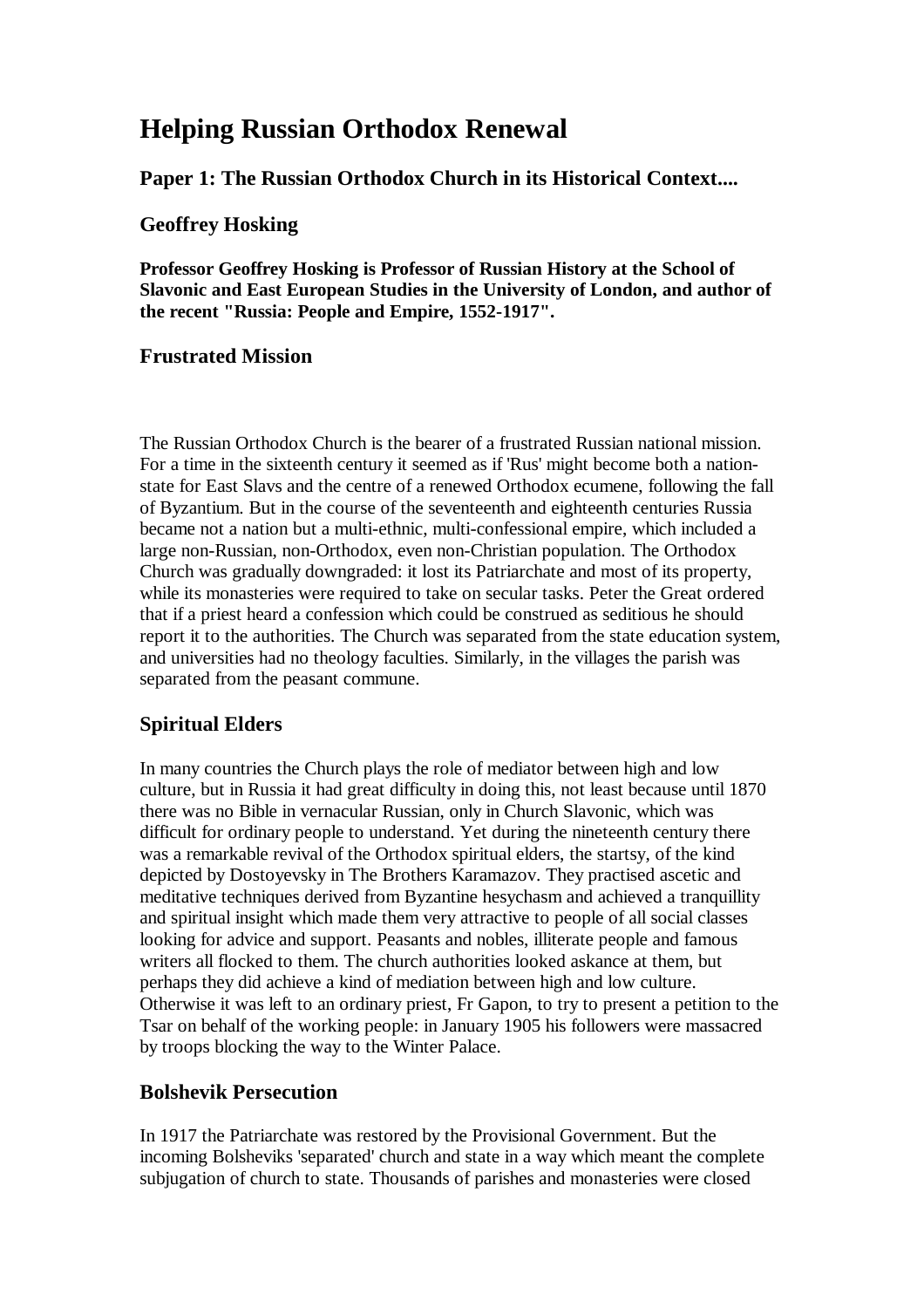# Helping Russian Orthodox Renewal

## Paper 1: The Russian Orthodox Church in its Historical Context....

## Geoffrey Hosking

**Professor Geoffrey Hosking is Professor of Russian History at the School of Slavonic and East European Studies in the University of London, and author of the recent "Russia: People and Empire, 1552-1917".**

## Frustrated Mission

The Russian Orthodox Church is the bearer of a frustrated Russian national mission. For a time in the sixteenth century it seemed as if 'Rus' might become both a nation-state for East Slavs and the centre of a renewed Orthodox ecumene, following the fall of Byzantium. But in the course of the seventeenth and eighteenth centuries Russia became not a nation but a multi-ethnic, multi-confessional empire, which included a large non-Russian, non-Orthodox, even non-Christian population. The Orthodox Church was gradually downgraded: it lost its Patriarchate and most of its property, while its monasteries were required to take on secular tasks. Peter the Great ordered that if a priest heard a confession which could be construed as seditious he should report it to the authorities. The Church was separated from the state education system, and universities had no theology faculties. Similarly, in the villages the parish was separated from the peasant commune.

## Spiritual Elders

In many countries the Church plays the role of mediator between high and low culture, but in Russia it had great difficulty in doing this, not least because until 1870 there was no Bible in vernacular Russian, only in Church Slavonic, which was difficult for ordinary people to understand. Yet during the nineteenth century there was a remarkable revival of the Orthodox spiritual elders, the startsy, of the kind depicted by Dostoyevsky in The Brothers Karamazov. They practised ascetic and meditative techniques derived from Byzantine hesychasm and achieved a tranquillity and spiritual insight which made them very attractive to people of all social classes looking for advice and support. Peasants and nobles, illiterate people and famous writers all flocked to them. The church authorities looked askance at them, but perhaps they did achieve a kind of mediation between high and low culture. Otherwise it was left to an ordinary priest, Fr Gapon, to try to present a petition to the Tsar on behalf of the working people: in January 1905 his followers were massacred by troops blocking the way to the Winter Palace.

## Bolshevik Persecution

In 1917 the Patriarchate was restored by the Provisional Government. But the incoming Bolsheviks 'separated' church and state in a way which meant the complete subjugation of church to state. Thousands of parishes and monasteries were closed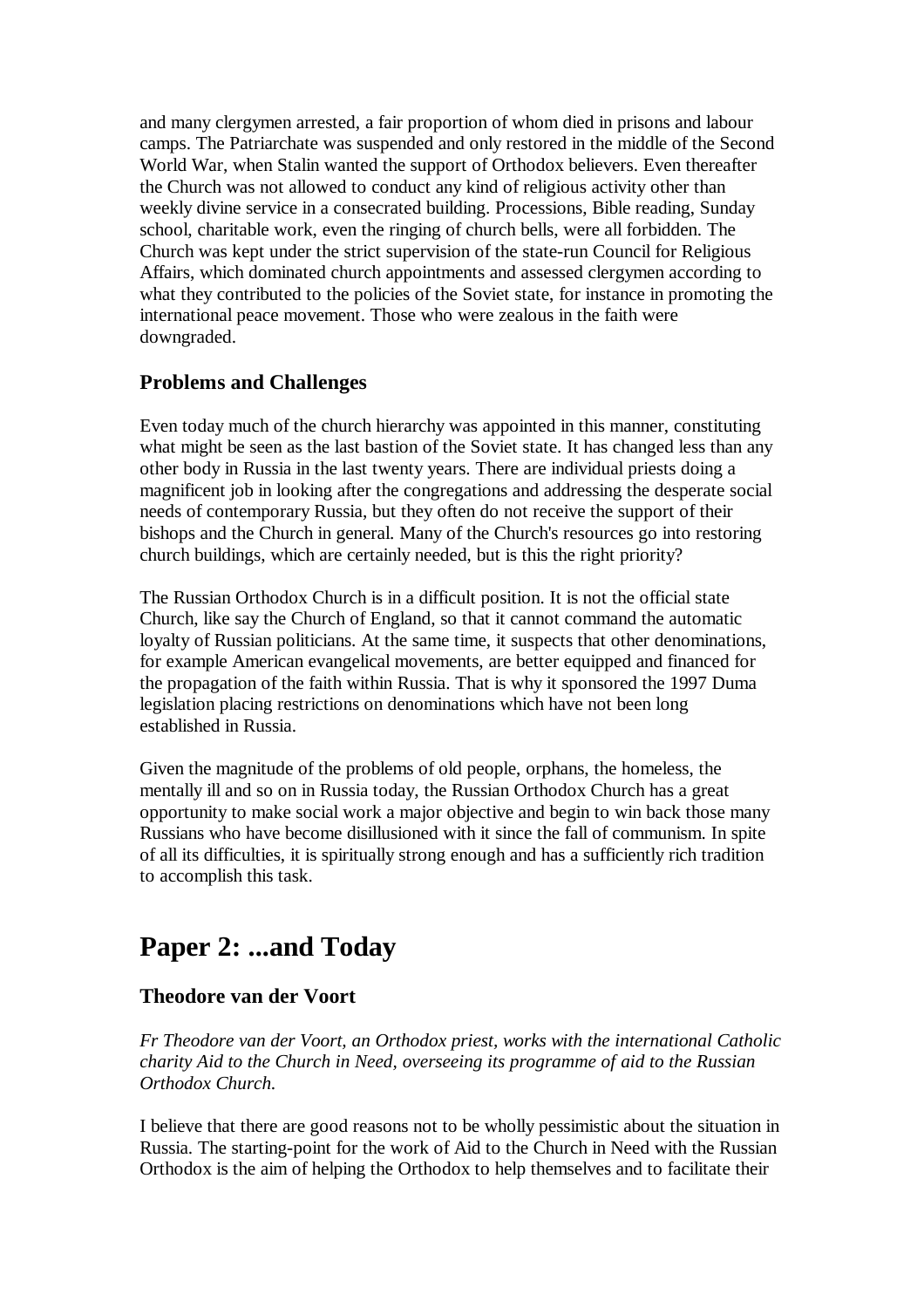and many clergymen arrested, a fair proportion of whom died in prisons and labour camps. The Patriarchate was suspended and only restored in the middle of the Second World War, when Stalin wanted the support of Orthodox believers. Even thereafter the Church was not allowed to conduct any kind of religious activity other than weekly divine service in a consecrated building. Processions, Bible reading, Sunday school, charitable work, even the ringing of church bells, were all forbidden. The Church was kept under the strict supervision of the state-run Council for Religious Affairs, which dominated church appointments and assessed clergymen according to what they contributed to the policies of the Soviet state, for instance in promoting the international peace movement. Those who were zealous in the faith were downgraded.

### Problems and Challenges

Even today much of the church hierarchy was appointed in this manner, constituting what might be seen as the last bastion of the Soviet state. It has changed less than any other body in Russia in the last twenty years. There are individual priests doing a magnificent job in looking after the congregations and addressing the desperate social needs of contemporary Russia, but they often do not receive the support of their bishops and the Church in general. Many of the Church's resources go into restoring church buildings, which are certainly needed, but is this the right priority?

The Russian Orthodox Church is in a difficult position. It is not the official state Church, like say the Church of England, so that it cannot command the automatic loyalty of Russian politicians. At the same time, it suspects that other denominations, for example American evangelical movements, are better equipped and financed for the propagation of the faith within Russia. That is why it sponsored the 1997 Duma legislation placing restrictions on denominations which have not been long established in Russia.

Given the magnitude of the problems of old people, orphans, the homeless, the mentally ill and so on in Russia today, the Russian Orthodox Church has a great opportunity to make social work a major objective and begin to win back those many Russians who have become disillusioned with it since the fall of communism. In spite of all its difficulties, it is spiritually strong enough and has a sufficiently rich tradition to accomplish this task.

## Paper 2: ...and Today

### Theodore van der Voort

*Fr Theodore van der Voort, an Orthodox priest, works with the international Catholic charity Aid to the Church in Need, overseeing its programme of aid to the Russian Orthodox Church.*

I believe that there are good reasons not to be wholly pessimistic about the situation in Russia. The starting-point for the work of Aid to the Church in Need with the Russian Orthodox is the aim of helping the Orthodox to help themselves and to facilitate their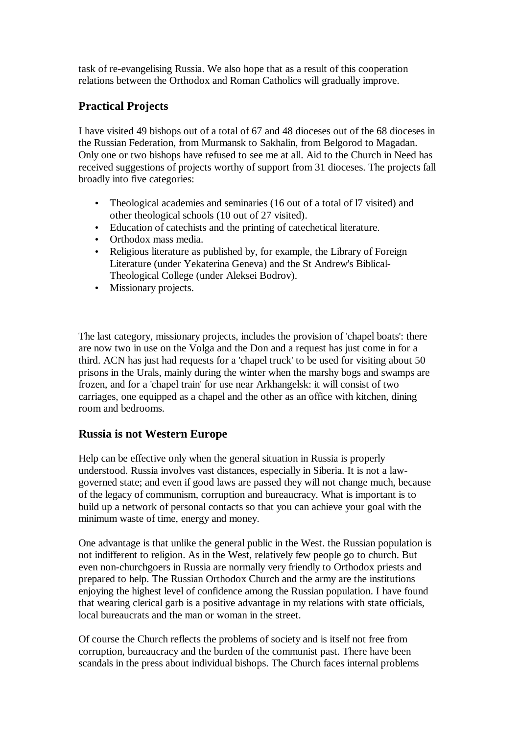task of re-evangelising Russia. We also hope that as a result of this cooperation relations between the Orthodox and Roman Catholics will gradually improve.

## Practical Projects

I have visited 49 bishops out of a total of 67 and 48 dioceses out of the 68 dioceses in the Russian Federation, from Murmansk to Sakhalin, from Belgorod to Magadan. Only one or two bishops have refused to see me at all. Aid to the Church in Need has received suggestions of projects worthy of support from 31 dioceses. The projects fall broadly into five categories:

- Theological academies and seminaries (16 out of a total of l7 visited) and other theological schools (10 out of 27 visited).
- Education of catechists and the printing of catechetical literature.
- Orthodox mass media.
- Religious literature as published by, for example, the Library of Foreign Literature (under Yekaterina Geneva) and the St Andrew's Biblical-Theological College (under Aleksei Bodrov).
- Missionary projects.

The last category, missionary projects, includes the provision of 'chapel boats': there are now two in use on the Volga and the Don and a request has just come in for a third. ACN has just had requests for a 'chapel truck' to be used for visiting about 50 prisons in the Urals, mainly during the winter when the marshy bogs and swamps are frozen, and for a 'chapel train' for use near Arkhangelsk: it will consist of two carriages, one equipped as a chapel and the other as an office with kitchen, dining room and bedrooms.

## Russia is not Western Europe

Help can be effective only when the general situation in Russia is properly understood. Russia involves vast distances, especially in Siberia. It is not a law-governed state; and even if good laws are passed they will not change much, because of the legacy of communism, corruption and bureaucracy. What is important is to build up a network of personal contacts so that you can achieve your goal with the minimum waste of time, energy and money.

One advantage is that unlike the general public in the West. the Russian population is not indifferent to religion. As in the West, relatively few people go to church. But even non-churchgoers in Russia are normally very friendly to Orthodox priests and prepared to help. The Russian Orthodox Church and the army are the institutions enjoying the highest level of confidence among the Russian population. I have found that wearing clerical garb is a positive advantage in my relations with state officials, local bureaucrats and the man or woman in the street.

Of course the Church reflects the problems of society and is itself not free from corruption, bureaucracy and the burden of the communist past. There have been scandals in the press about individual bishops. The Church faces internal problems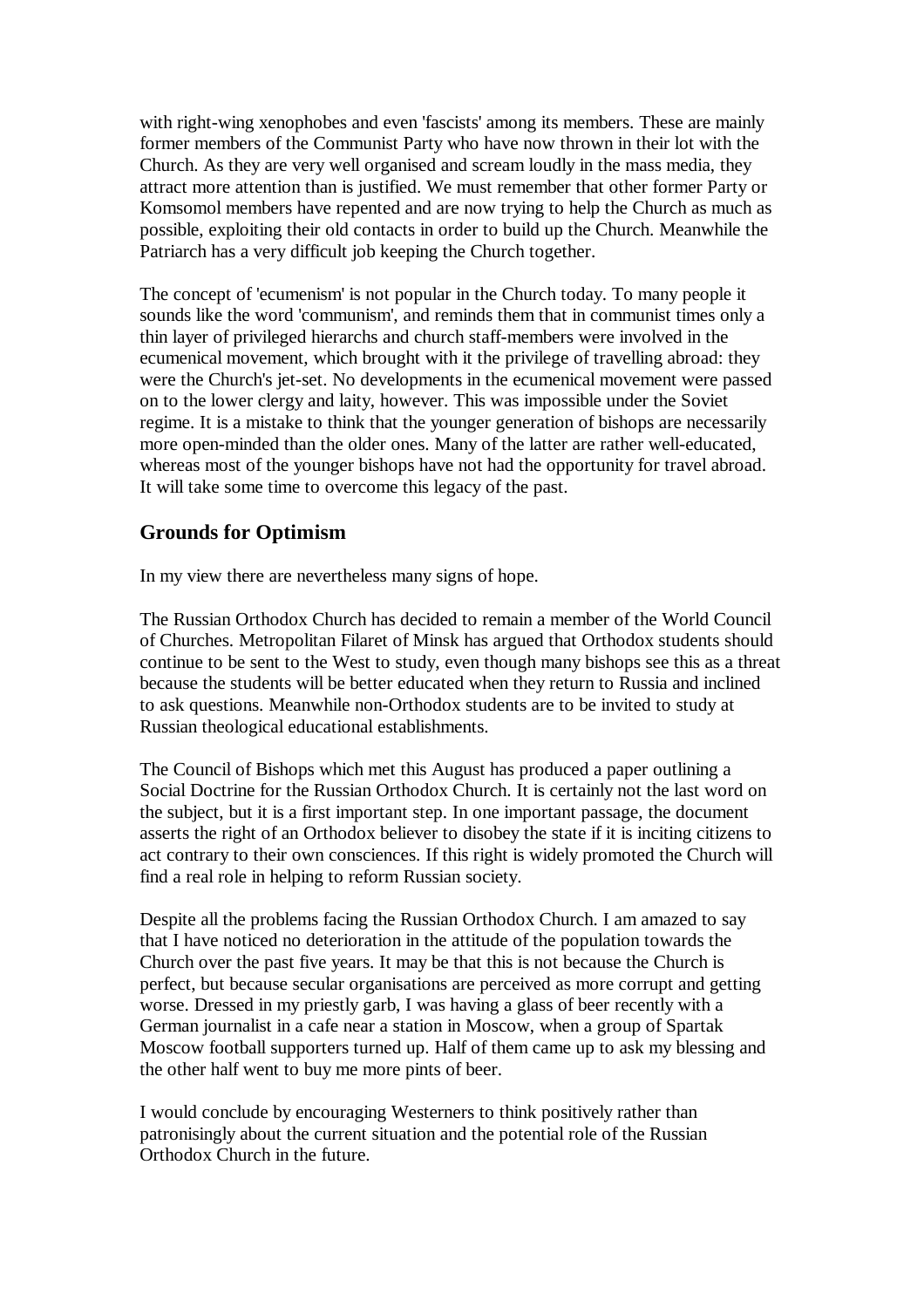with right-wing xenophobes and even 'fascists' among its members. These are mainly former members of the Communist Party who have now thrown in their lot with the Church. As they are very well organised and scream loudly in the mass media, they attract more attention than is justified. We must remember that other former Party or Komsomol members have repented and are now trying to help the Church as much as possible, exploiting their old contacts in order to build up the Church. Meanwhile the Patriarch has a very difficult job keeping the Church together.

The concept of 'ecumenism' is not popular in the Church today. To many people it sounds like the word 'communism', and reminds them that in communist times only a thin layer of privileged hierarchs and church staff-members were involved in the ecumenical movement, which brought with it the privilege of travelling abroad: they were the Church's jet-set. No developments in the ecumenical movement were passed on to the lower clergy and laity, however. This was impossible under the Soviet regime. It is a mistake to think that the younger generation of bishops are necessarily more open-minded than the older ones. Many of the latter are rather well-educated, whereas most of the younger bishops have not had the opportunity for travel abroad. It will take some time to overcome this legacy of the past.

## Grounds for Optimism

In my view there are nevertheless many signs of hope.

The Russian Orthodox Church has decided to remain a member of the World Council of Churches. Metropolitan Filaret of Minsk has argued that Orthodox students should continue to be sent to the West to study, even though many bishops see this as a threat because the students will be better educated when they return to Russia and inclined to ask questions. Meanwhile non-Orthodox students are to be invited to study at Russian theological educational establishments.

The Council of Bishops which met this August has produced a paper outlining a Social Doctrine for the Russian Orthodox Church. It is certainly not the last word on the subject, but it is a first important step. In one important passage, the document asserts the right of an Orthodox believer to disobey the state if it is inciting citizens to act contrary to their own consciences. If this right is widely promoted the Church will find a real role in helping to reform Russian society.

Despite all the problems facing the Russian Orthodox Church. I am amazed to say that I have noticed no deterioration in the attitude of the population towards the Church over the past five years. It may be that this is not because the Church is perfect, but because secular organisations are perceived as more corrupt and getting worse. Dressed in my priestly garb, I was having a glass of beer recently with a German journalist in a cafe near a station in Moscow, when a group of Spartak Moscow football supporters turned up. Half of them came up to ask my blessing and the other half went to buy me more pints of beer.

I would conclude by encouraging Westerners to think positively rather than patronisingly about the current situation and the potential role of the Russian Orthodox Church in the future.